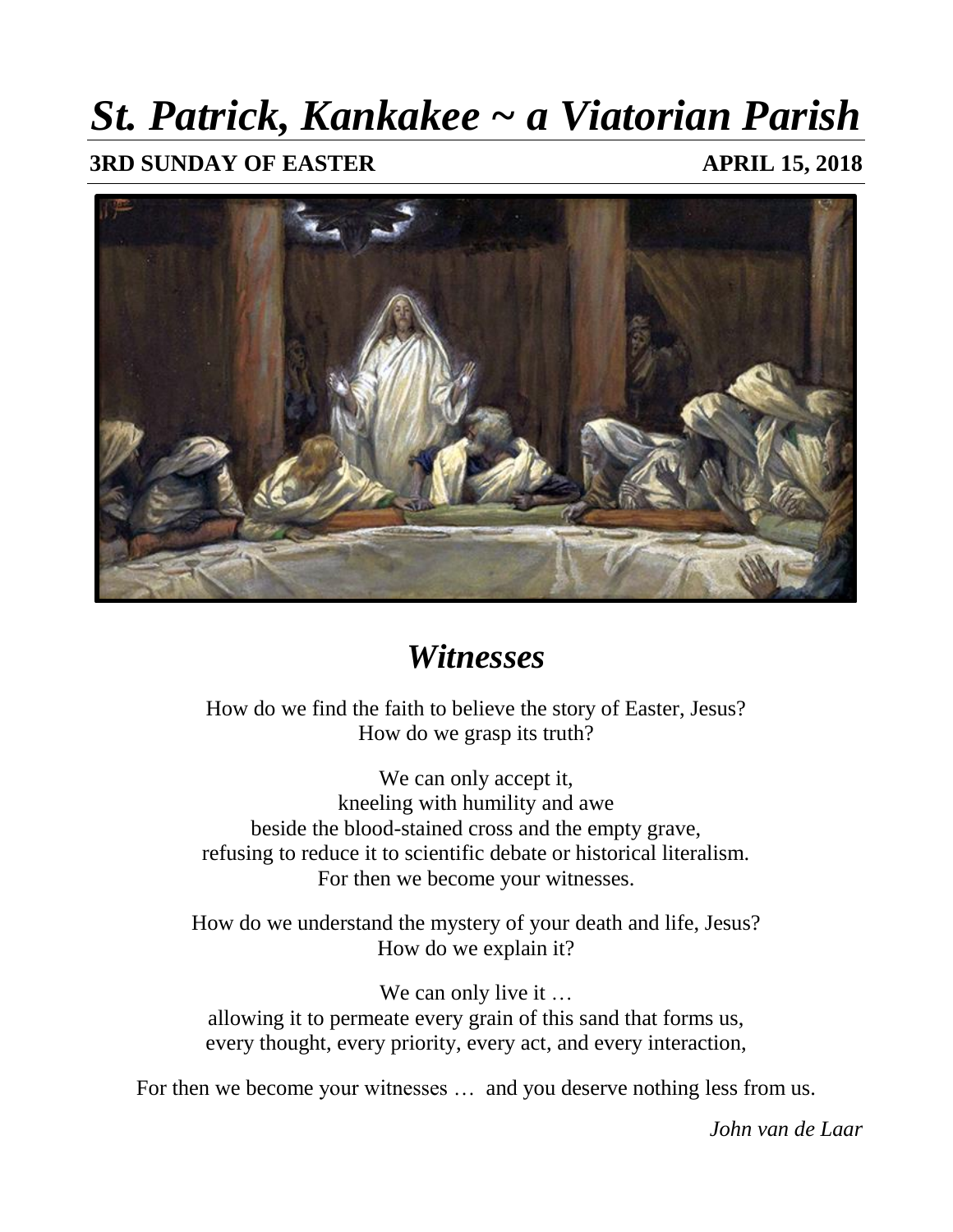# *St. Patrick, Kankakee ~ a Viatorian Parish*

**3RD SUNDAY OF EASTER** **APRIL 15, 2018**

## *Witnesses*

How do we find the faith to believe the story of Easter, Jesus?
How do we grasp its truth?

We can only accept it,
kneeling with humility and awe
beside the blood-stained cross and the empty grave,
refusing to reduce it to scientific debate or historical literalism.
For then we become your witnesses.

How do we understand the mystery of your death and life, Jesus?
How do we explain it?

We can only live it …
allowing it to permeate every grain of this sand that forms us,
every thought, every priority, every act, and every interaction,

For then we become your witnesses … and you deserve nothing less from us.

*John van de Laar*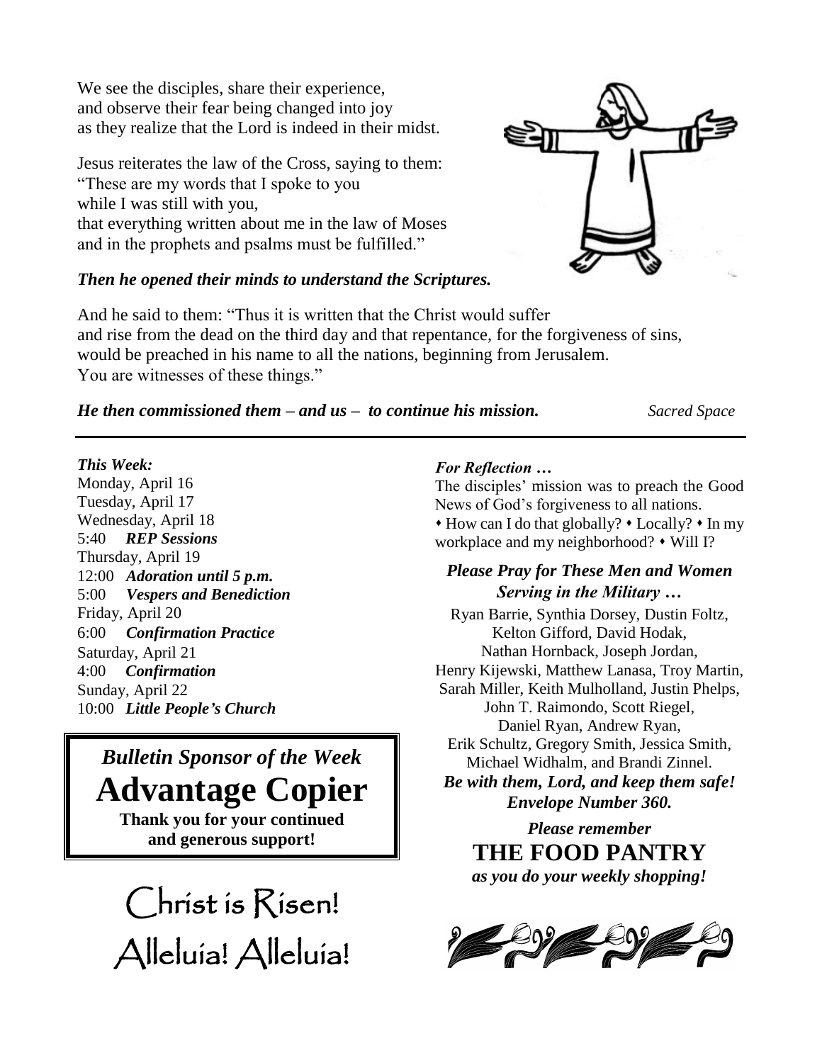We see the disciples, share their experience,
and observe their fear being changed into joy
as they realize that the Lord is indeed in their midst.

Jesus reiterates the law of the Cross, saying to them:
"These are my words that I spoke to you
while I was still with you,
that everything written about me in the law of Moses
and in the prophets and psalms must be fulfilled."

***Then he opened their minds to understand the Scriptures.***

And he said to them: "Thus it is written that the Christ would suffer
and rise from the dead on the third day and that repentance, for the forgiveness of sins,
would be preached in his name to all the nations, beginning from Jerusalem.
You are witnesses of these things."

***He then commissioned them – and us – to continue his mission.*** *Sacred Space*

---

***This Week:***

Monday, April 16
Tuesday, April 17
Wednesday, April 18
5:40 ***REP Sessions***
Thursday, April 19
12:00 ***Adoration until 5 p.m.***
5:00 ***Vespers and Benediction***
Friday, April 20
6:00 ***Confirmation Practice***
Saturday, April 21
4:00 ***Confirmation***
Sunday, April 22
10:00 ***Little People's Church***

## *Bulletin Sponsor of the Week*
# Advantage Copier
**Thank you for your continued and generous support!**

Christ is Risen!
Alleluia! Alleluia!

***For Reflection …***

The disciples' mission was to preach the Good News of God's forgiveness to all nations.
⬩ How can I do that globally? ⬩ Locally? ⬩ In my workplace and my neighborhood? ⬩ Will I?

### *Please Pray for These Men and Women Serving in the Military …*

Ryan Barrie, Synthia Dorsey, Dustin Foltz, Kelton Gifford, David Hodak, Nathan Hornback, Joseph Jordan, Henry Kijewski, Matthew Lanasa, Troy Martin, Sarah Miller, Keith Mulholland, Justin Phelps, John T. Raimondo, Scott Riegel, Daniel Ryan, Andrew Ryan, Erik Schultz, Gregory Smith, Jessica Smith, Michael Widhalm, and Brandi Zinnel.
***Be with them, Lord, and keep them safe!***
***Envelope Number 360.***

***Please remember***
**THE FOOD PANTRY**
***as you do your weekly shopping!***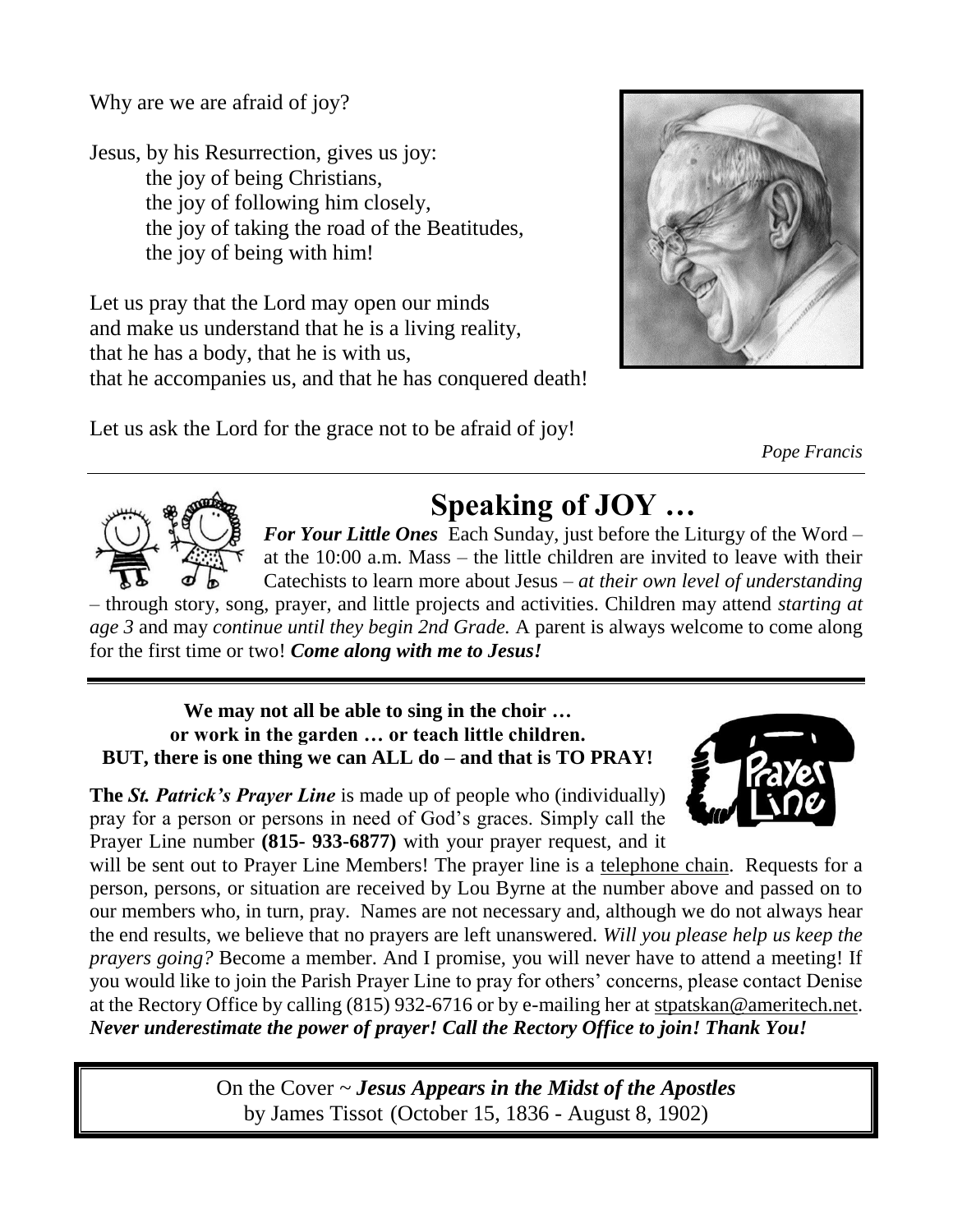Why are we are afraid of joy?

Jesus, by his Resurrection, gives us joy:
the joy of being Christians,
the joy of following him closely,
the joy of taking the road of the Beatitudes,
the joy of being with him!

Let us pray that the Lord may open our minds
and make us understand that he is a living reality,
that he has a body, that he is with us,
that he accompanies us, and that he has conquered death!

Let us ask the Lord for the grace not to be afraid of joy!

*Pope Francis*

---

# Speaking of JOY …

***For Your Little Ones*** Each Sunday, just before the Liturgy of the Word – at the 10:00 a.m. Mass – the little children are invited to leave with their Catechists to learn more about Jesus – *at their own level of understanding* – through story, song, prayer, and little projects and activities. Children may attend *starting at age 3* and may *continue until they begin 2nd Grade.* A parent is always welcome to come along for the first time or two! ***Come along with me to Jesus!***

---

**We may not all be able to sing in the choir …**
**or work in the garden … or teach little children.**
**BUT, there is one thing we can ALL do – and that is TO PRAY!**

**The *St. Patrick's Prayer Line*** is made up of people who (individually) pray for a person or persons in need of God's graces. Simply call the Prayer Line number **(815- 933-6877)** with your prayer request, and it will be sent out to Prayer Line Members! The prayer line is a telephone chain. Requests for a person, persons, or situation are received by Lou Byrne at the number above and passed on to our members who, in turn, pray. Names are not necessary and, although we do not always hear the end results, we believe that no prayers are left unanswered. *Will you please help us keep the prayers going?* Become a member. And I promise, you will never have to attend a meeting! If you would like to join the Parish Prayer Line to pray for others' concerns, please contact Denise at the Rectory Office by calling (815) 932-6716 or by e-mailing her at stpatskan@ameritech.net. ***Never underestimate the power of prayer! Call the Rectory Office to join! Thank You!***

---

On the Cover ~ ***Jesus Appears in the Midst of the Apostles***
by James Tissot (October 15, 1836 - August 8, 1902)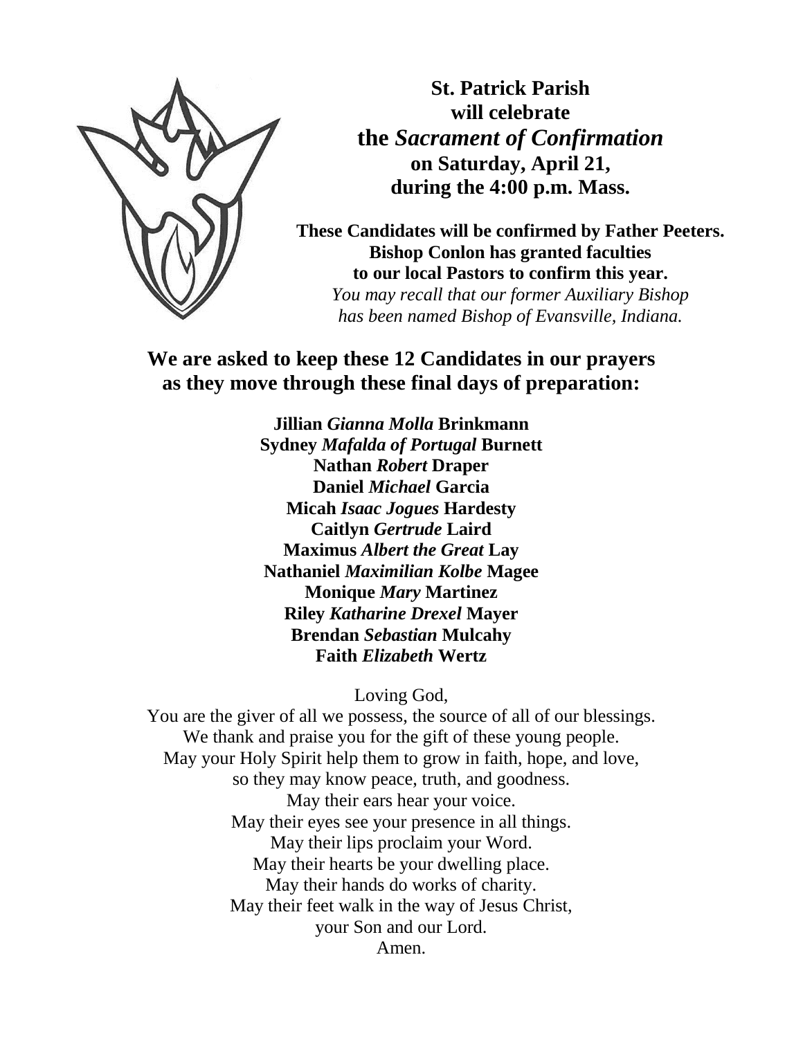**St. Patrick Parish**
**will celebrate**
**the *Sacrament of Confirmation***
**on Saturday, April 21,**
**during the 4:00 p.m. Mass.**

**These Candidates will be confirmed by Father Peeters.**
**Bishop Conlon has granted faculties**
**to our local Pastors to confirm this year.**
*You may recall that our former Auxiliary Bishop*
*has been named Bishop of Evansville, Indiana.*

## We are asked to keep these 12 Candidates in our prayers as they move through these final days of preparation:

**Jillian *Gianna Molla* Brinkmann**
**Sydney *Mafalda of Portugal* Burnett**
**Nathan *Robert* Draper**
**Daniel *Michael* Garcia**
**Micah *Isaac Jogues* Hardesty**
**Caitlyn *Gertrude* Laird**
**Maximus *Albert the Great* Lay**
**Nathaniel *Maximilian Kolbe* Magee**
**Monique *Mary* Martinez**
**Riley *Katharine Drexel* Mayer**
**Brendan *Sebastian* Mulcahy**
**Faith *Elizabeth* Wertz**

Loving God,
You are the giver of all we possess, the source of all of our blessings.
We thank and praise you for the gift of these young people.
May your Holy Spirit help them to grow in faith, hope, and love,
so they may know peace, truth, and goodness.
May their ears hear your voice.
May their eyes see your presence in all things.
May their lips proclaim your Word.
May their hearts be your dwelling place.
May their hands do works of charity.
May their feet walk in the way of Jesus Christ,
your Son and our Lord.
Amen.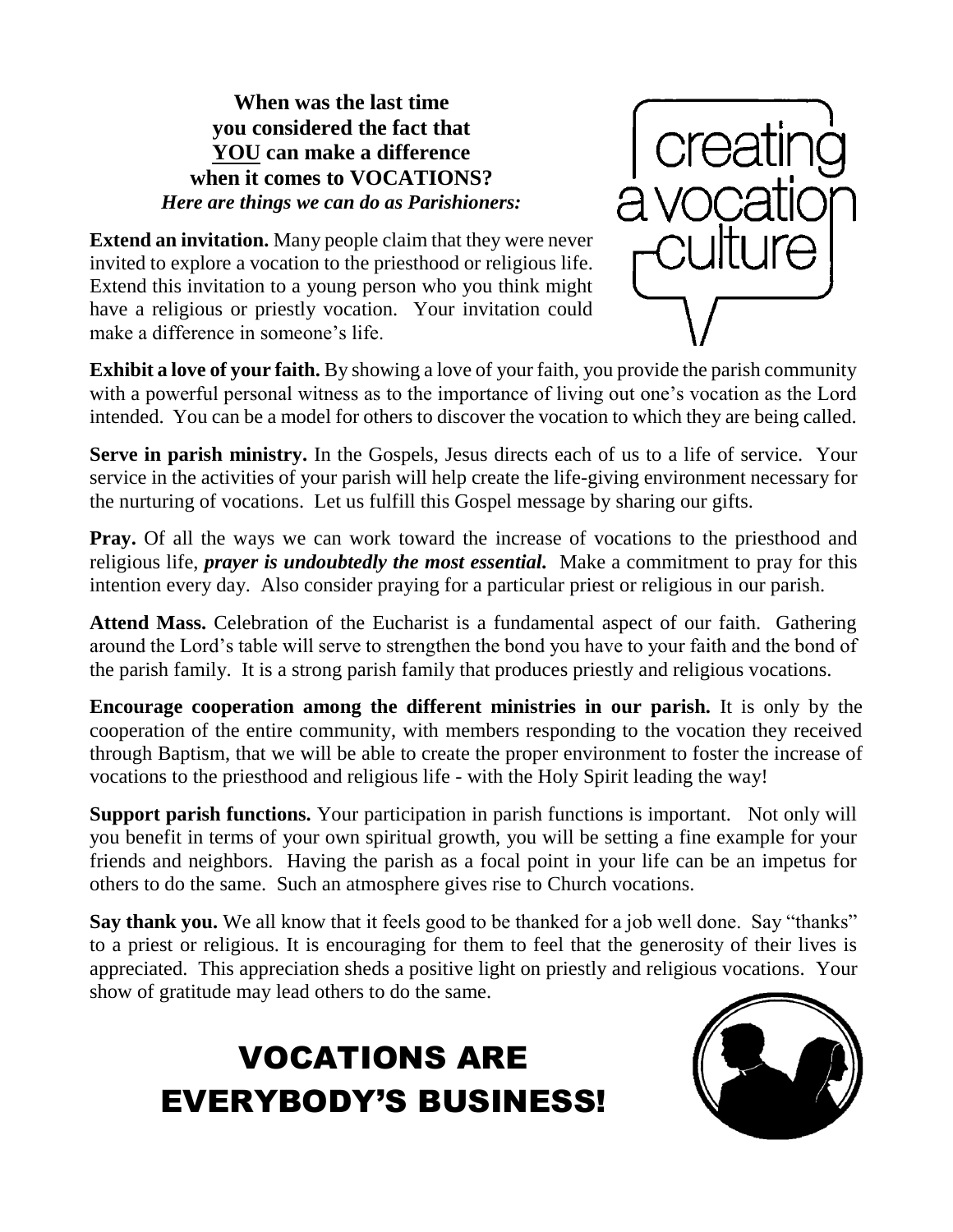**When was the last time you considered the fact that <u>YOU</u> can make a difference when it comes to VOCATIONS?**

***Here are things we can do as Parishioners:***

creating a vocation culture

**Extend an invitation.** Many people claim that they were never invited to explore a vocation to the priesthood or religious life. Extend this invitation to a young person who you think might have a religious or priestly vocation. Your invitation could make a difference in someone's life.

**Exhibit a love of your faith.** By showing a love of your faith, you provide the parish community with a powerful personal witness as to the importance of living out one's vocation as the Lord intended. You can be a model for others to discover the vocation to which they are being called.

**Serve in parish ministry.** In the Gospels, Jesus directs each of us to a life of service. Your service in the activities of your parish will help create the life-giving environment necessary for the nurturing of vocations. Let us fulfill this Gospel message by sharing our gifts.

**Pray.** Of all the ways we can work toward the increase of vocations to the priesthood and religious life, ***prayer is undoubtedly the most essential.*** Make a commitment to pray for this intention every day. Also consider praying for a particular priest or religious in our parish.

**Attend Mass.** Celebration of the Eucharist is a fundamental aspect of our faith. Gathering around the Lord's table will serve to strengthen the bond you have to your faith and the bond of the parish family. It is a strong parish family that produces priestly and religious vocations.

**Encourage cooperation among the different ministries in our parish.** It is only by the cooperation of the entire community, with members responding to the vocation they received through Baptism, that we will be able to create the proper environment to foster the increase of vocations to the priesthood and religious life - with the Holy Spirit leading the way!

**Support parish functions.** Your participation in parish functions is important. Not only will you benefit in terms of your own spiritual growth, you will be setting a fine example for your friends and neighbors. Having the parish as a focal point in your life can be an impetus for others to do the same. Such an atmosphere gives rise to Church vocations.

**Say thank you.** We all know that it feels good to be thanked for a job well done. Say "thanks" to a priest or religious. It is encouraging for them to feel that the generosity of their lives is appreciated. This appreciation sheds a positive light on priestly and religious vocations. Your show of gratitude may lead others to do the same.

# VOCATIONS ARE EVERYBODY'S BUSINESS!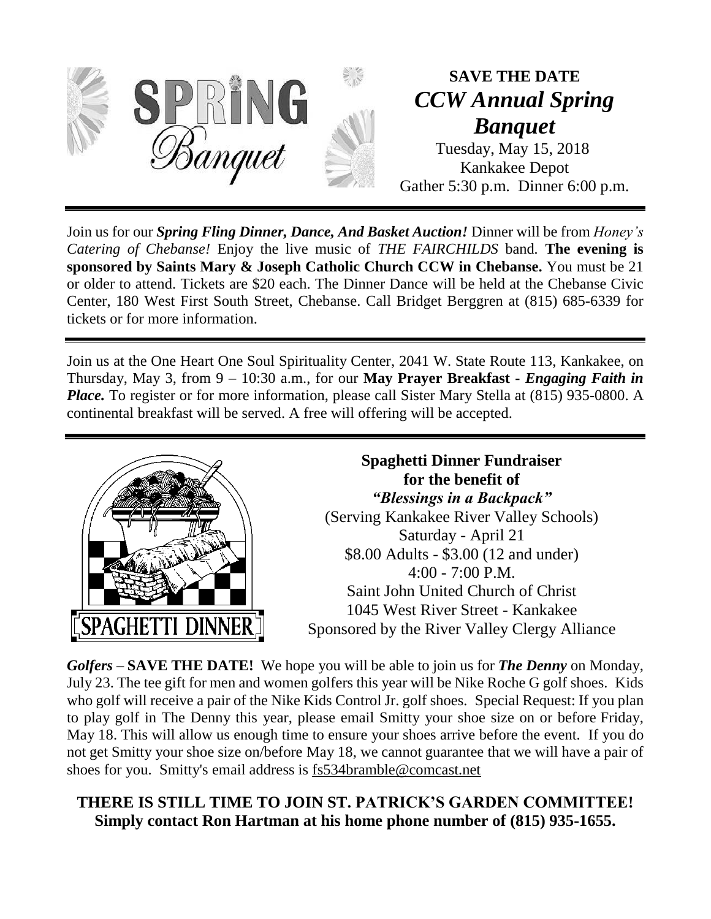**SAVE THE DATE**
***CCW Annual Spring Banquet***
Tuesday, May 15, 2018
Kankakee Depot
Gather 5:30 p.m. Dinner 6:00 p.m.

---

Join us for our ***Spring Fling Dinner, Dance, And Basket Auction!*** Dinner will be from *Honey's Catering of Chebanse!* Enjoy the live music of *THE FAIRCHILDS* band. **The evening is sponsored by Saints Mary & Joseph Catholic Church CCW in Chebanse.** You must be 21 or older to attend. Tickets are $20 each. The Dinner Dance will be held at the Chebanse Civic Center, 180 West First South Street, Chebanse. Call Bridget Berggren at (815) 685-6339 for tickets or for more information.

---

Join us at the One Heart One Soul Spirituality Center, 2041 W. State Route 113, Kankakee, on Thursday, May 3, from 9 – 10:30 a.m., for our **May Prayer Breakfast -** ***Engaging Faith in Place.*** To register or for more information, please call Sister Mary Stella at (815) 935-0800. A continental breakfast will be served. A free will offering will be accepted.

---

**Spaghetti Dinner Fundraiser**
**for the benefit of**
***"Blessings in a Backpack"***
(Serving Kankakee River Valley Schools)
Saturday - April 21
$8.00 Adults - $3.00 (12 and under)
4:00 - 7:00 P.M.
Saint John United Church of Christ
1045 West River Street - Kankakee
Sponsored by the River Valley Clergy Alliance

***Golfers* – SAVE THE DATE!** We hope you will be able to join us for ***The Denny*** on Monday, July 23. The tee gift for men and women golfers this year will be Nike Roche G golf shoes. Kids who golf will receive a pair of the Nike Kids Control Jr. golf shoes. Special Request: If you plan to play golf in The Denny this year, please email Smitty your shoe size on or before Friday, May 18. This will allow us enough time to ensure your shoes arrive before the event. If you do not get Smitty your shoe size on/before May 18, we cannot guarantee that we will have a pair of shoes for you. Smitty's email address is fs534bramble@comcast.net

**THERE IS STILL TIME TO JOIN ST. PATRICK'S GARDEN COMMITTEE!**
**Simply contact Ron Hartman at his home phone number of (815) 935-1655.**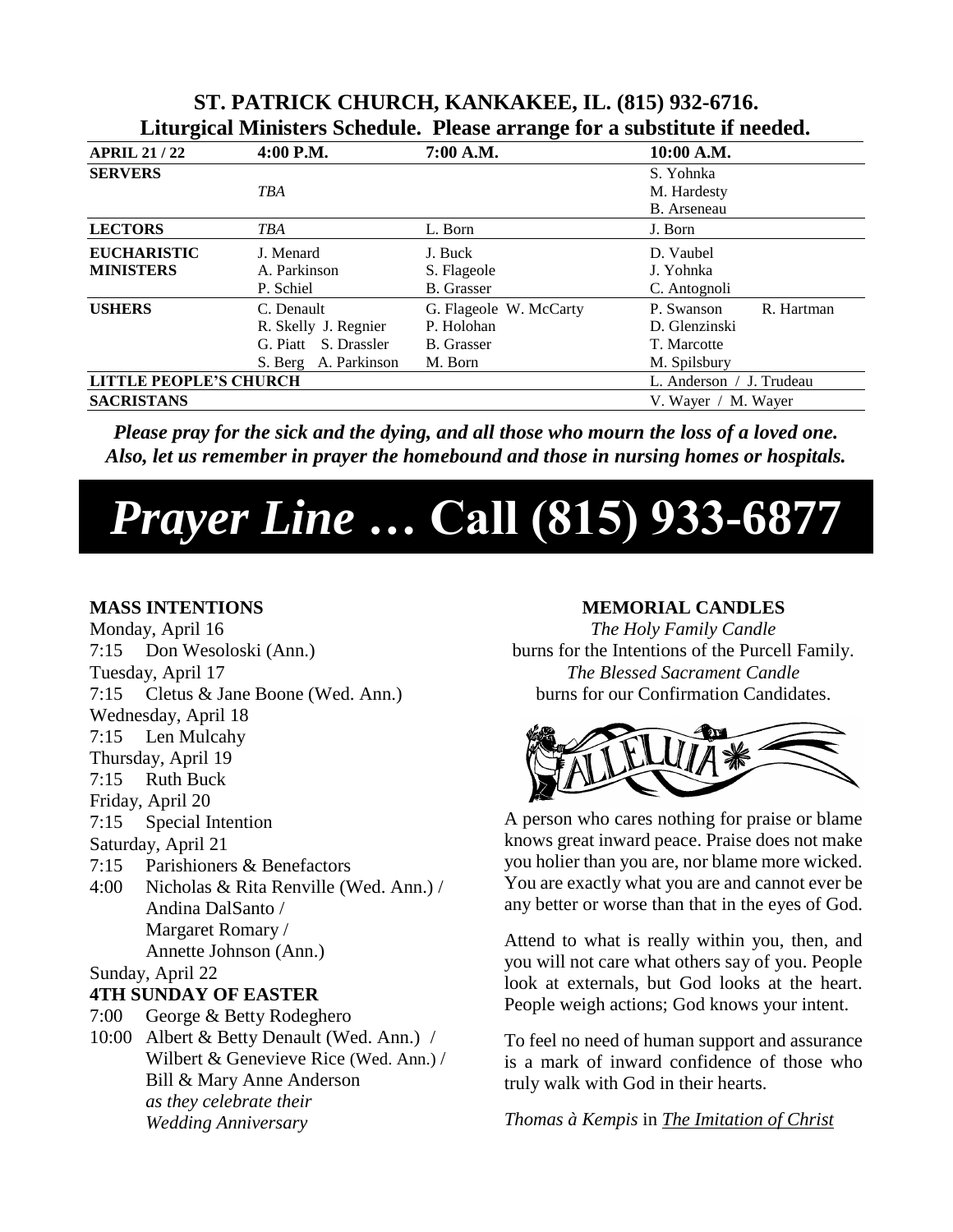## ST. PATRICK CHURCH, KANKAKEE, IL. (815) 932-6716.
## Liturgical Ministers Schedule. Please arrange for a substitute if needed.

| APRIL 21 / 22 | 4:00 P.M. | 7:00 A.M. | 10:00 A.M. |
|---|---|---|---|
| **SERVERS** | *TBA* | | S. Yohnka<br>M. Hardesty<br>B. Arseneau |
| **LECTORS** | *TBA* | L. Born | J. Born |
| **EUCHARISTIC MINISTERS** | J. Menard<br>A. Parkinson<br>P. Schiel | J. Buck<br>S. Flageole<br>B. Grasser | D. Vaubel<br>J. Yohnka<br>C. Antognoli |
| **USHERS** | C. Denault<br>R. Skelly J. Regnier<br>G. Piatt S. Drassler<br>S. Berg A. Parkinson | G. Flageole W. McCarty<br>P. Holohan<br>B. Grasser<br>M. Born | P. Swanson R. Hartman<br>D. Glenzinski<br>T. Marcotte<br>M. Spilsbury |
| **LITTLE PEOPLE'S CHURCH** | | | L. Anderson / J. Trudeau |
| **SACRISTANS** | | | V. Wayer / M. Wayer |

***Please pray for the sick and the dying, and all those who mourn the loss of a loved one. Also, let us remember in prayer the homebound and those in nursing homes or hospitals.***

# *Prayer Line* … Call (815) 933-6877

**MASS INTENTIONS**

Monday, April 16
7:15 Don Wesoloski (Ann.)
Tuesday, April 17
7:15 Cletus & Jane Boone (Wed. Ann.)
Wednesday, April 18
7:15 Len Mulcahy
Thursday, April 19
7:15 Ruth Buck
Friday, April 20
7:15 Special Intention
Saturday, April 21
7:15 Parishioners & Benefactors
4:00 Nicholas & Rita Renville (Wed. Ann.) / Andina DalSanto / Margaret Romary / Annette Johnson (Ann.)
Sunday, April 22
**4TH SUNDAY OF EASTER**
7:00 George & Betty Rodeghero
10:00 Albert & Betty Denault (Wed. Ann.) / Wilbert & Genevieve Rice (Wed. Ann.) / Bill & Mary Anne Anderson *as they celebrate their Wedding Anniversary*

**MEMORIAL CANDLES**

*The Holy Family Candle*
burns for the Intentions of the Purcell Family.
*The Blessed Sacrament Candle*
burns for our Confirmation Candidates.

A person who cares nothing for praise or blame knows great inward peace. Praise does not make you holier than you are, nor blame more wicked. You are exactly what you are and cannot ever be any better or worse than that in the eyes of God.

Attend to what is really within you, then, and you will not care what others say of you. People look at externals, but God looks at the heart. People weigh actions; God knows your intent.

To feel no need of human support and assurance is a mark of inward confidence of those who truly walk with God in their hearts.

*Thomas à Kempis* in *The Imitation of Christ*